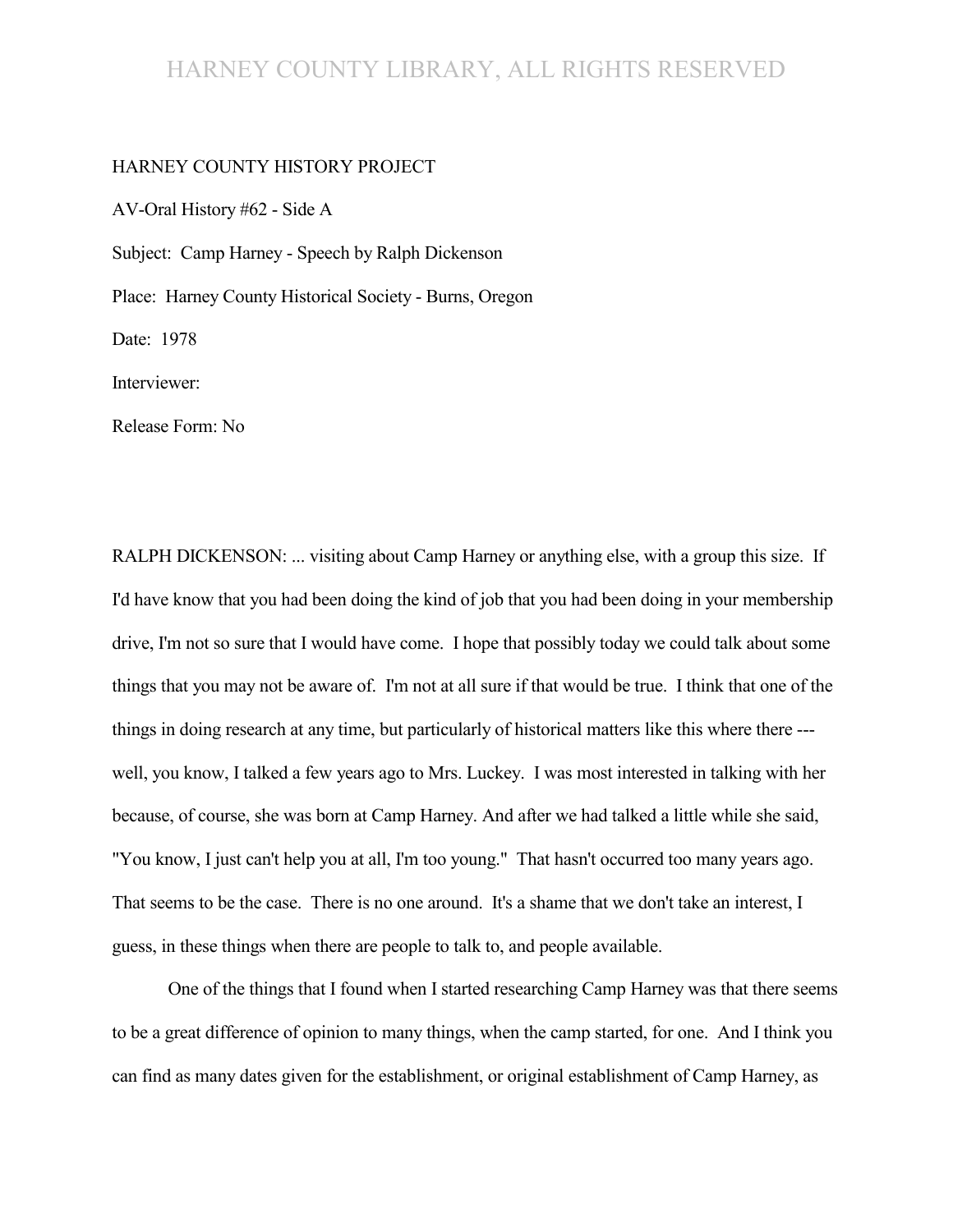HARNEY COUNTY HISTORY PROJECT

AV-Oral History #62 - Side A

Subject: Camp Harney - Speech by Ralph Dickenson

Place: Harney County Historical Society - Burns, Oregon

Date: 1978

Interviewer:

Release Form: No

RALPH DICKENSON: ... visiting about Camp Harney or anything else, with a group this size. If I'd have know that you had been doing the kind of job that you had been doing in your membership drive, I'm not so sure that I would have come. I hope that possibly today we could talk about some things that you may not be aware of. I'm not at all sure if that would be true. I think that one of the things in doing research at any time, but particularly of historical matters like this where there --- well, you know, I talked a few years ago to Mrs. Luckey. I was most interested in talking with her because, of course, she was born at Camp Harney. And after we had talked a little while she said, "You know, I just can't help you at all, I'm too young." That hasn't occurred too many years ago. That seems to be the case. There is no one around. It's a shame that we don't take an interest, I guess, in these things when there are people to talk to, and people available.

One of the things that I found when I started researching Camp Harney was that there seems to be a great difference of opinion to many things, when the camp started, for one. And I think you can find as many dates given for the establishment, or original establishment of Camp Harney, as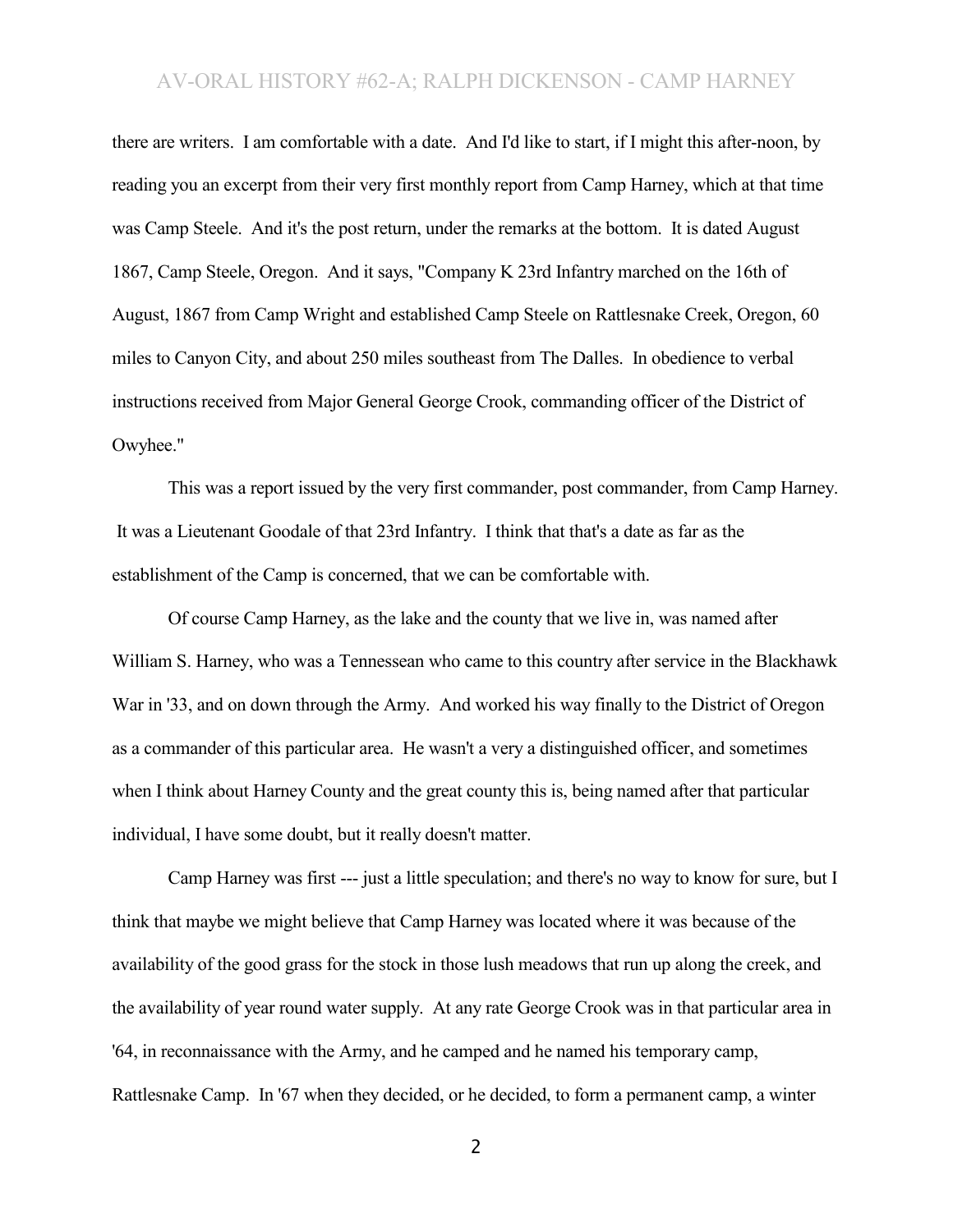there are writers. I am comfortable with a date. And I'd like to start, if I might this after-noon, by reading you an excerpt from their very first monthly report from Camp Harney, which at that time was Camp Steele. And it's the post return, under the remarks at the bottom. It is dated August 1867, Camp Steele, Oregon. And it says, "Company K 23rd Infantry marched on the 16th of August, 1867 from Camp Wright and established Camp Steele on Rattlesnake Creek, Oregon, 60 miles to Canyon City, and about 250 miles southeast from The Dalles. In obedience to verbal instructions received from Major General George Crook, commanding officer of the District of Owyhee."

This was a report issued by the very first commander, post commander, from Camp Harney. It was a Lieutenant Goodale of that 23rd Infantry. I think that that's a date as far as the establishment of the Camp is concerned, that we can be comfortable with.

Of course Camp Harney, as the lake and the county that we live in, was named after William S. Harney, who was a Tennessean who came to this country after service in the Blackhawk War in '33, and on down through the Army. And worked his way finally to the District of Oregon as a commander of this particular area. He wasn't a very a distinguished officer, and sometimes when I think about Harney County and the great county this is, being named after that particular individual, I have some doubt, but it really doesn't matter.

Camp Harney was first --- just a little speculation; and there's no way to know for sure, but I think that maybe we might believe that Camp Harney was located where it was because of the availability of the good grass for the stock in those lush meadows that run up along the creek, and the availability of year round water supply. At any rate George Crook was in that particular area in '64, in reconnaissance with the Army, and he camped and he named his temporary camp, Rattlesnake Camp. In '67 when they decided, or he decided, to form a permanent camp, a winter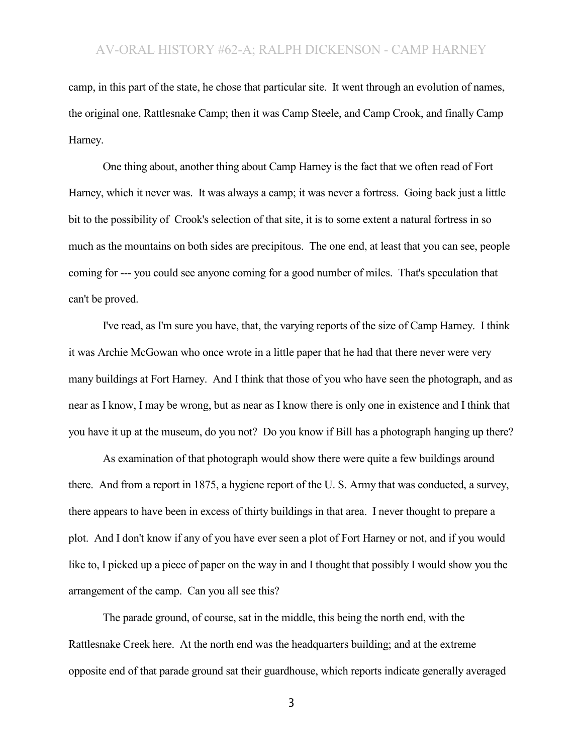camp, in this part of the state, he chose that particular site. It went through an evolution of names, the original one, Rattlesnake Camp; then it was Camp Steele, and Camp Crook, and finally Camp Harney.

One thing about, another thing about Camp Harney is the fact that we often read of Fort Harney, which it never was. It was always a camp; it was never a fortress. Going back just a little bit to the possibility of Crook's selection of that site, it is to some extent a natural fortress in so much as the mountains on both sides are precipitous. The one end, at least that you can see, people coming for --- you could see anyone coming for a good number of miles. That's speculation that can't be proved.

I've read, as I'm sure you have, that, the varying reports of the size of Camp Harney. I think it was Archie McGowan who once wrote in a little paper that he had that there never were very many buildings at Fort Harney. And I think that those of you who have seen the photograph, and as near as I know, I may be wrong, but as near as I know there is only one in existence and I think that you have it up at the museum, do you not? Do you know if Bill has a photograph hanging up there?

As examination of that photograph would show there were quite a few buildings around there. And from a report in 1875, a hygiene report of the U. S. Army that was conducted, a survey, there appears to have been in excess of thirty buildings in that area. I never thought to prepare a plot. And I don't know if any of you have ever seen a plot of Fort Harney or not, and if you would like to, I picked up a piece of paper on the way in and I thought that possibly I would show you the arrangement of the camp. Can you all see this?

The parade ground, of course, sat in the middle, this being the north end, with the Rattlesnake Creek here. At the north end was the headquarters building; and at the extreme opposite end of that parade ground sat their guardhouse, which reports indicate generally averaged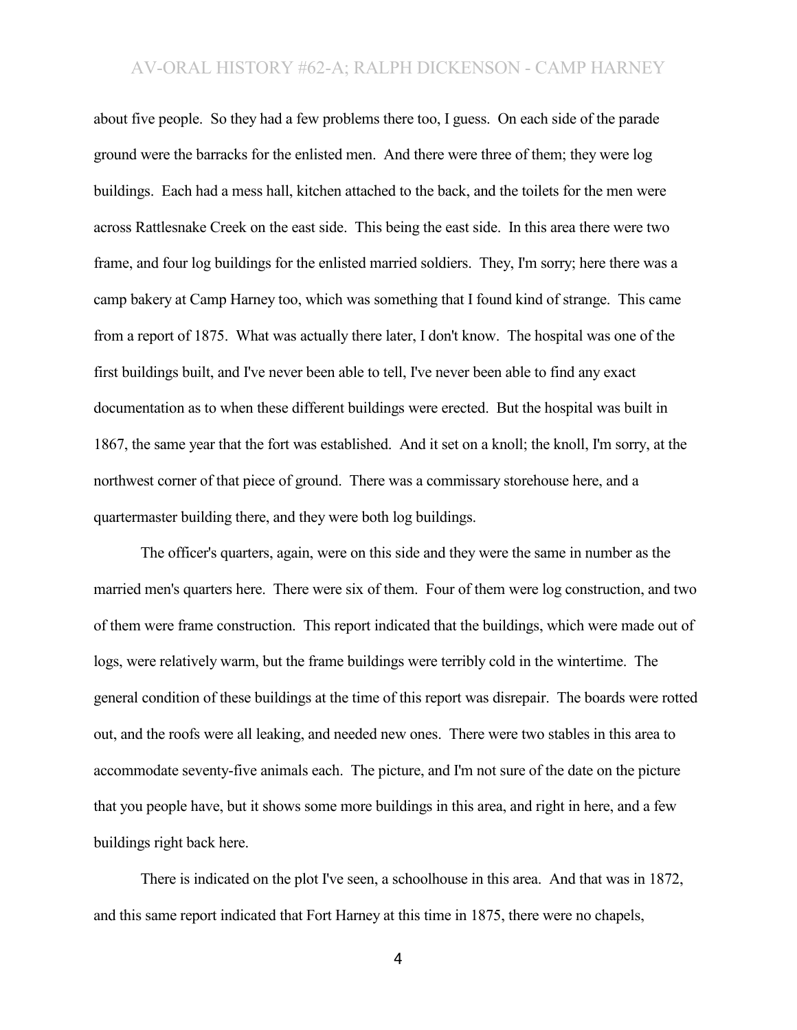about five people. So they had a few problems there too, I guess. On each side of the parade ground were the barracks for the enlisted men. And there were three of them; they were log buildings. Each had a mess hall, kitchen attached to the back, and the toilets for the men were across Rattlesnake Creek on the east side. This being the east side. In this area there were two frame, and four log buildings for the enlisted married soldiers. They, I'm sorry; here there was a camp bakery at Camp Harney too, which was something that I found kind of strange. This came from a report of 1875. What was actually there later, I don't know. The hospital was one of the first buildings built, and I've never been able to tell, I've never been able to find any exact documentation as to when these different buildings were erected. But the hospital was built in 1867, the same year that the fort was established. And it set on a knoll; the knoll, I'm sorry, at the northwest corner of that piece of ground. There was a commissary storehouse here, and a quartermaster building there, and they were both log buildings.

The officer's quarters, again, were on this side and they were the same in number as the married men's quarters here. There were six of them. Four of them were log construction, and two of them were frame construction. This report indicated that the buildings, which were made out of logs, were relatively warm, but the frame buildings were terribly cold in the wintertime. The general condition of these buildings at the time of this report was disrepair. The boards were rotted out, and the roofs were all leaking, and needed new ones. There were two stables in this area to accommodate seventy-five animals each. The picture, and I'm not sure of the date on the picture that you people have, but it shows some more buildings in this area, and right in here, and a few buildings right back here.

There is indicated on the plot I've seen, a schoolhouse in this area. And that was in 1872, and this same report indicated that Fort Harney at this time in 1875, there were no chapels,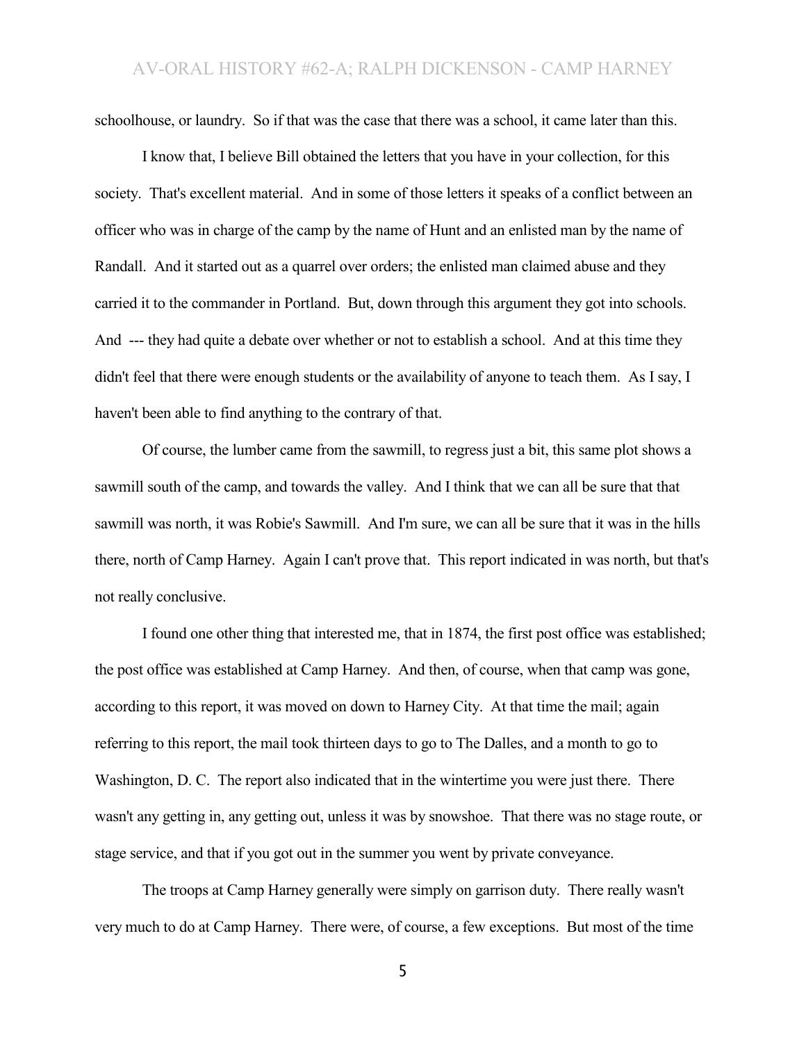schoolhouse, or laundry. So if that was the case that there was a school, it came later than this.

I know that, I believe Bill obtained the letters that you have in your collection, for this society. That's excellent material. And in some of those letters it speaks of a conflict between an officer who was in charge of the camp by the name of Hunt and an enlisted man by the name of Randall. And it started out as a quarrel over orders; the enlisted man claimed abuse and they carried it to the commander in Portland. But, down through this argument they got into schools. And --- they had quite a debate over whether or not to establish a school. And at this time they didn't feel that there were enough students or the availability of anyone to teach them. As I say, I haven't been able to find anything to the contrary of that.

Of course, the lumber came from the sawmill, to regress just a bit, this same plot shows a sawmill south of the camp, and towards the valley. And I think that we can all be sure that that sawmill was north, it was Robie's Sawmill. And I'm sure, we can all be sure that it was in the hills there, north of Camp Harney. Again I can't prove that. This report indicated in was north, but that's not really conclusive.

I found one other thing that interested me, that in 1874, the first post office was established; the post office was established at Camp Harney. And then, of course, when that camp was gone, according to this report, it was moved on down to Harney City. At that time the mail; again referring to this report, the mail took thirteen days to go to The Dalles, and a month to go to Washington, D. C. The report also indicated that in the wintertime you were just there. There wasn't any getting in, any getting out, unless it was by snowshoe. That there was no stage route, or stage service, and that if you got out in the summer you went by private conveyance.

The troops at Camp Harney generally were simply on garrison duty. There really wasn't very much to do at Camp Harney. There were, of course, a few exceptions. But most of the time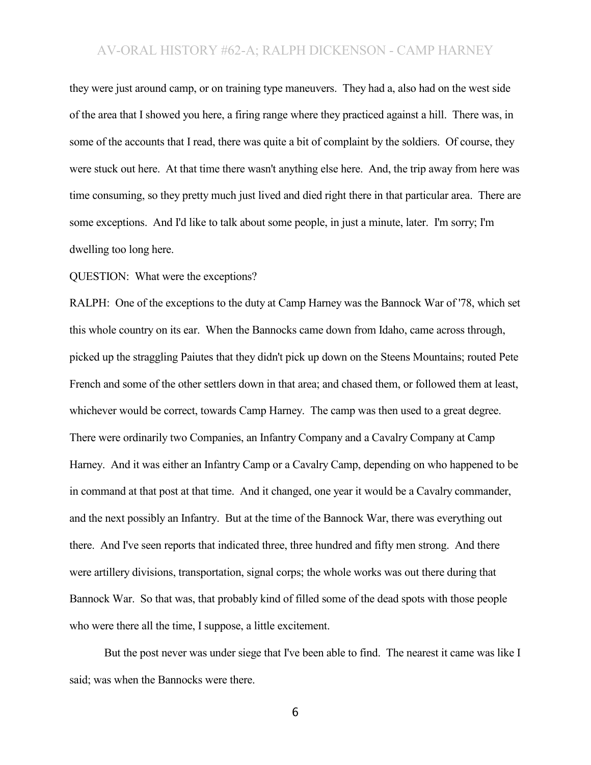they were just around camp, or on training type maneuvers. They had a, also had on the west side of the area that I showed you here, a firing range where they practiced against a hill. There was, in some of the accounts that I read, there was quite a bit of complaint by the soldiers. Of course, they were stuck out here. At that time there wasn't anything else here. And, the trip away from here was time consuming, so they pretty much just lived and died right there in that particular area. There are some exceptions. And I'd like to talk about some people, in just a minute, later. I'm sorry; I'm dwelling too long here.

QUESTION: What were the exceptions?

RALPH: One of the exceptions to the duty at Camp Harney was the Bannock War of '78, which set this whole country on its ear. When the Bannocks came down from Idaho, came across through, picked up the straggling Paiutes that they didn't pick up down on the Steens Mountains; routed Pete French and some of the other settlers down in that area; and chased them, or followed them at least, whichever would be correct, towards Camp Harney. The camp was then used to a great degree. There were ordinarily two Companies, an Infantry Company and a Cavalry Company at Camp Harney. And it was either an Infantry Camp or a Cavalry Camp, depending on who happened to be in command at that post at that time. And it changed, one year it would be a Cavalry commander, and the next possibly an Infantry. But at the time of the Bannock War, there was everything out there. And I've seen reports that indicated three, three hundred and fifty men strong. And there were artillery divisions, transportation, signal corps; the whole works was out there during that Bannock War. So that was, that probably kind of filled some of the dead spots with those people who were there all the time, I suppose, a little excitement.

But the post never was under siege that I've been able to find. The nearest it came was like I said; was when the Bannocks were there.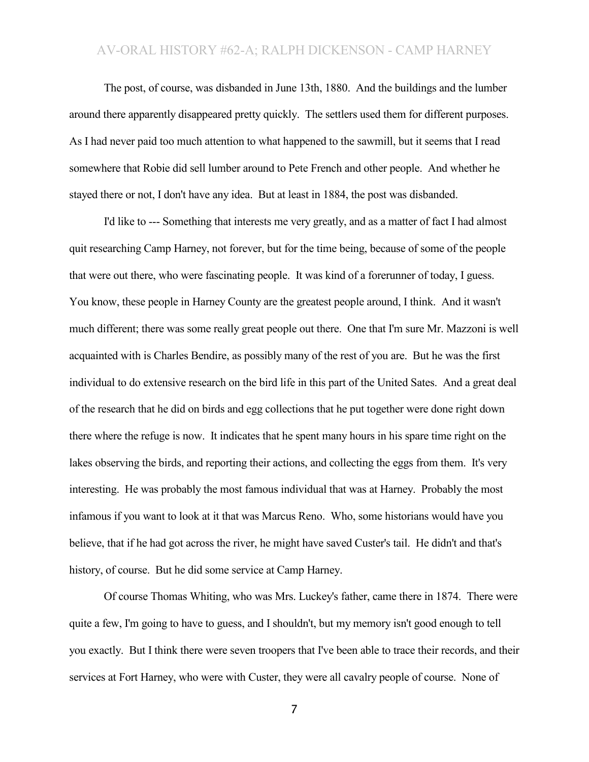The post, of course, was disbanded in June 13th, 1880. And the buildings and the lumber around there apparently disappeared pretty quickly. The settlers used them for different purposes. As I had never paid too much attention to what happened to the sawmill, but it seems that I read somewhere that Robie did sell lumber around to Pete French and other people. And whether he stayed there or not, I don't have any idea. But at least in 1884, the post was disbanded.

I'd like to --- Something that interests me very greatly, and as a matter of fact I had almost quit researching Camp Harney, not forever, but for the time being, because of some of the people that were out there, who were fascinating people. It was kind of a forerunner of today, I guess. You know, these people in Harney County are the greatest people around, I think. And it wasn't much different; there was some really great people out there. One that I'm sure Mr. Mazzoni is well acquainted with is Charles Bendire, as possibly many of the rest of you are. But he was the first individual to do extensive research on the bird life in this part of the United Sates. And a great deal of the research that he did on birds and egg collections that he put together were done right down there where the refuge is now. It indicates that he spent many hours in his spare time right on the lakes observing the birds, and reporting their actions, and collecting the eggs from them. It's very interesting. He was probably the most famous individual that was at Harney. Probably the most infamous if you want to look at it that was Marcus Reno. Who, some historians would have you believe, that if he had got across the river, he might have saved Custer's tail. He didn't and that's history, of course. But he did some service at Camp Harney.

Of course Thomas Whiting, who was Mrs. Luckey's father, came there in 1874. There were quite a few, I'm going to have to guess, and I shouldn't, but my memory isn't good enough to tell you exactly. But I think there were seven troopers that I've been able to trace their records, and their services at Fort Harney, who were with Custer, they were all cavalry people of course. None of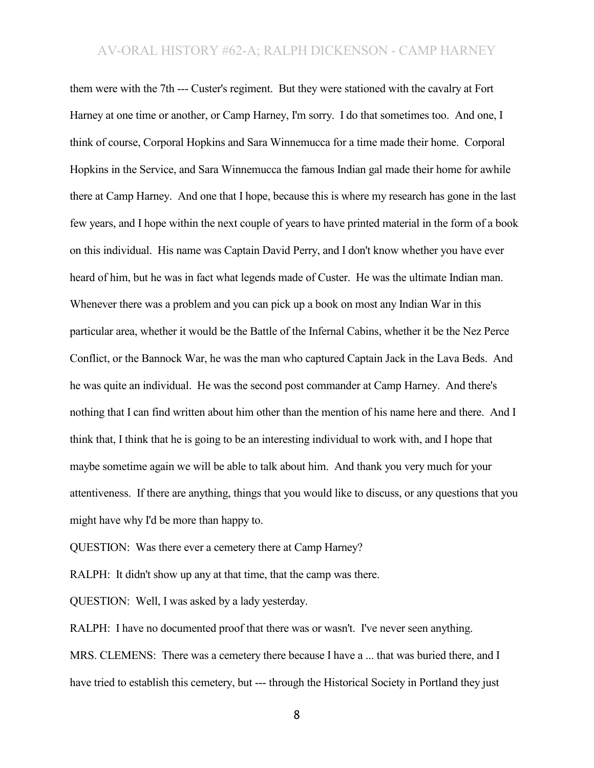them were with the 7th --- Custer's regiment. But they were stationed with the cavalry at Fort Harney at one time or another, or Camp Harney, I'm sorry. I do that sometimes too. And one, I think of course, Corporal Hopkins and Sara Winnemucca for a time made their home. Corporal Hopkins in the Service, and Sara Winnemucca the famous Indian gal made their home for awhile there at Camp Harney. And one that I hope, because this is where my research has gone in the last few years, and I hope within the next couple of years to have printed material in the form of a book on this individual. His name was Captain David Perry, and I don't know whether you have ever heard of him, but he was in fact what legends made of Custer. He was the ultimate Indian man. Whenever there was a problem and you can pick up a book on most any Indian War in this particular area, whether it would be the Battle of the Infernal Cabins, whether it be the Nez Perce Conflict, or the Bannock War, he was the man who captured Captain Jack in the Lava Beds. And he was quite an individual. He was the second post commander at Camp Harney. And there's nothing that I can find written about him other than the mention of his name here and there. And I think that, I think that he is going to be an interesting individual to work with, and I hope that maybe sometime again we will be able to talk about him. And thank you very much for your attentiveness. If there are anything, things that you would like to discuss, or any questions that you might have why I'd be more than happy to.

QUESTION: Was there ever a cemetery there at Camp Harney?

RALPH: It didn't show up any at that time, that the camp was there.

QUESTION: Well, I was asked by a lady yesterday.

RALPH: I have no documented proof that there was or wasn't. I've never seen anything.

MRS. CLEMENS: There was a cemetery there because I have a ... that was buried there, and I have tried to establish this cemetery, but --- through the Historical Society in Portland they just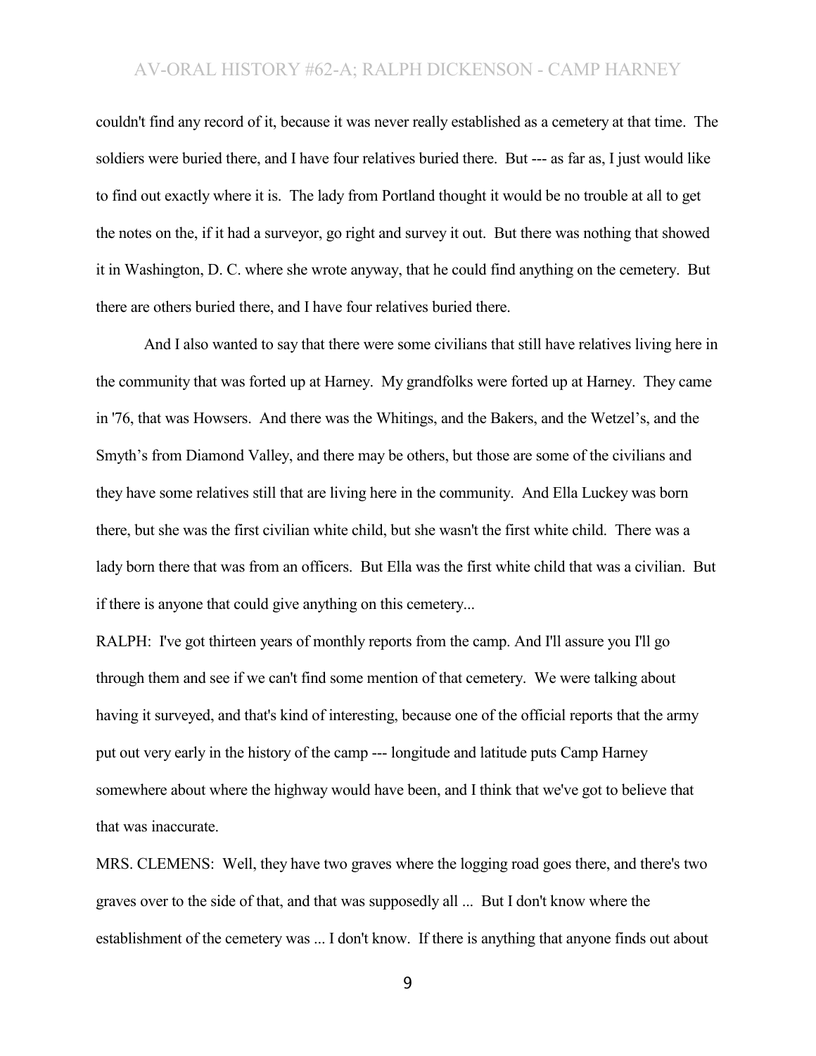couldn't find any record of it, because it was never really established as a cemetery at that time. The soldiers were buried there, and I have four relatives buried there. But --- as far as, I just would like to find out exactly where it is. The lady from Portland thought it would be no trouble at all to get the notes on the, if it had a surveyor, go right and survey it out. But there was nothing that showed it in Washington, D. C. where she wrote anyway, that he could find anything on the cemetery. But there are others buried there, and I have four relatives buried there.

And I also wanted to say that there were some civilians that still have relatives living here in the community that was forted up at Harney. My grandfolks were forted up at Harney. They came in '76, that was Howsers. And there was the Whitings, and the Bakers, and the Wetzel's, and the Smyth's from Diamond Valley, and there may be others, but those are some of the civilians and they have some relatives still that are living here in the community. And Ella Luckey was born there, but she was the first civilian white child, but she wasn't the first white child. There was a lady born there that was from an officers. But Ella was the first white child that was a civilian. But if there is anyone that could give anything on this cemetery...

RALPH: I've got thirteen years of monthly reports from the camp. And I'll assure you I'll go through them and see if we can't find some mention of that cemetery. We were talking about having it surveyed, and that's kind of interesting, because one of the official reports that the army put out very early in the history of the camp --- longitude and latitude puts Camp Harney somewhere about where the highway would have been, and I think that we've got to believe that that was inaccurate.

MRS. CLEMENS: Well, they have two graves where the logging road goes there, and there's two graves over to the side of that, and that was supposedly all ... But I don't know where the establishment of the cemetery was ... I don't know. If there is anything that anyone finds out about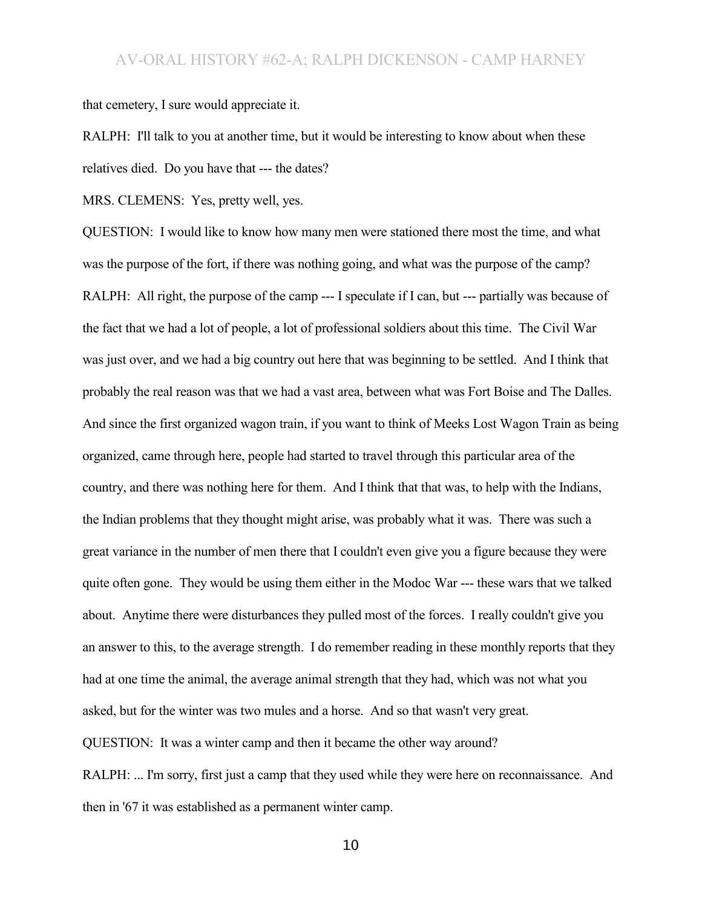that cemetery, I sure would appreciate it.

RALPH: I'll talk to you at another time, but it would be interesting to know about when these relatives died. Do you have that --- the dates?

MRS. CLEMENS: Yes, pretty well, yes.

QUESTION: I would like to know how many men were stationed there most the time, and what was the purpose of the fort, if there was nothing going, and what was the purpose of the camp?

RALPH: All right, the purpose of the camp --- I speculate if I can, but --- partially was because of the fact that we had a lot of people, a lot of professional soldiers about this time. The Civil War was just over, and we had a big country out here that was beginning to be settled. And I think that probably the real reason was that we had a vast area, between what was Fort Boise and The Dalles. And since the first organized wagon train, if you want to think of Meeks Lost Wagon Train as being organized, came through here, people had started to travel through this particular area of the country, and there was nothing here for them. And I think that that was, to help with the Indians, the Indian problems that they thought might arise, was probably what it was. There was such a great variance in the number of men there that I couldn't even give you a figure because they were quite often gone. They would be using them either in the Modoc War --- these wars that we talked about. Anytime there were disturbances they pulled most of the forces. I really couldn't give you an answer to this, to the average strength. I do remember reading in these monthly reports that they had at one time the animal, the average animal strength that they had, which was not what you asked, but for the winter was two mules and a horse. And so that wasn't very great.

QUESTION: It was a winter camp and then it became the other way around?

RALPH: ... I'm sorry, first just a camp that they used while they were here on reconnaissance. And then in '67 it was established as a permanent winter camp.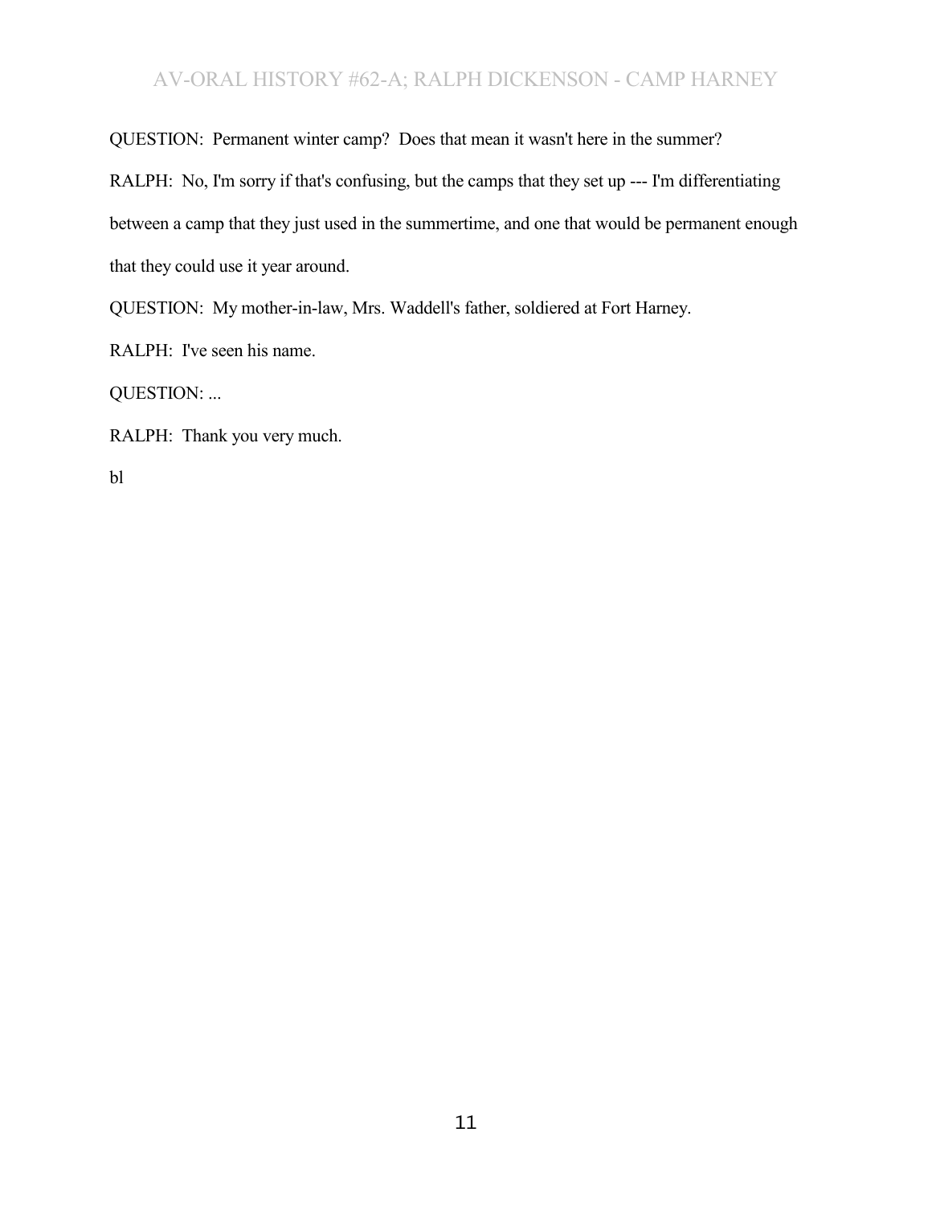QUESTION: Permanent winter camp? Does that mean it wasn't here in the summer?

RALPH: No, I'm sorry if that's confusing, but the camps that they set up --- I'm differentiating between a camp that they just used in the summertime, and one that would be permanent enough that they could use it year around.

QUESTION: My mother-in-law, Mrs. Waddell's father, soldiered at Fort Harney.

RALPH: I've seen his name.

QUESTION: ...

RALPH: Thank you very much.

bl